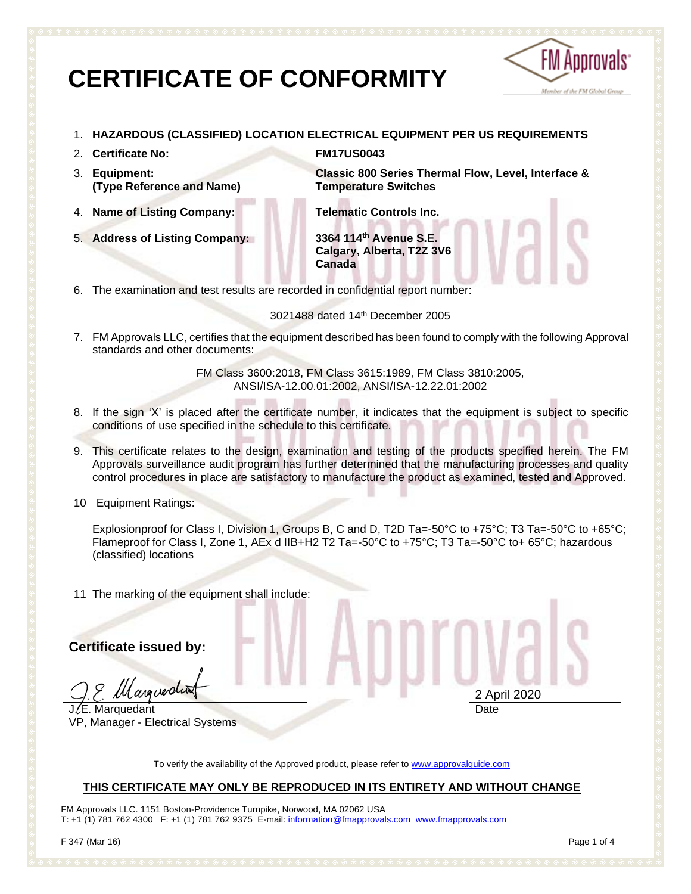# CERTIFICATE OF CONFORMITY

1. **HAZARDOUS (CLASSIFIED) LOCATION ELECTRICAL EQUIPMENT PER US REQUIREMENTS**
2. **Certificate No:** **FM17US0043**
3. **Equipment: (Type Reference and Name)** **Classic 800 Series Thermal Flow, Level, Interface & Temperature Switches**
4. **Name of Listing Company:** **Telematic Controls Inc.**
5. **Address of Listing Company:** **3364 114th Avenue S.E. Calgary, Alberta, T2Z 3V6 Canada**
6. The examination and test results are recorded in confidential report number:

   3021488 dated 14th December 2005

7. FM Approvals LLC, certifies that the equipment described has been found to comply with the following Approval standards and other documents:

   FM Class 3600:2018, FM Class 3615:1989, FM Class 3810:2005, ANSI/ISA-12.00.01:2002, ANSI/ISA-12.22.01:2002

8. If the sign 'X' is placed after the certificate number, it indicates that the equipment is subject to specific conditions of use specified in the schedule to this certificate.
9. This certificate relates to the design, examination and testing of the products specified herein. The FM Approvals surveillance audit program has further determined that the manufacturing processes and quality control procedures in place are satisfactory to manufacture the product as examined, tested and Approved.
10. Equipment Ratings:

    Explosionproof for Class I, Division 1, Groups B, C and D, T2D Ta=-50°C to +75°C; T3 Ta=-50°C to +65°C; Flameproof for Class I, Zone 1, AEx d IIB+H2 T2 Ta=-50°C to +75°C; T3 Ta=-50°C to+ 65°C; hazardous (classified) locations

11. The marking of the equipment shall include:

**Certificate issued by:**

J.E. Marquedant
VP, Manager - Electrical Systems

2 April 2020
Date

To verify the availability of the Approved product, please refer to www.approvalguide.com

**THIS CERTIFICATE MAY ONLY BE REPRODUCED IN ITS ENTIRETY AND WITHOUT CHANGE**

FM Approvals LLC. 1151 Boston-Providence Turnpike, Norwood, MA 02062 USA
T: +1 (1) 781 762 4300 F: +1 (1) 781 762 9375 E-mail: information@fmapprovals.com www.fmapprovals.com

F 347 (Mar 16)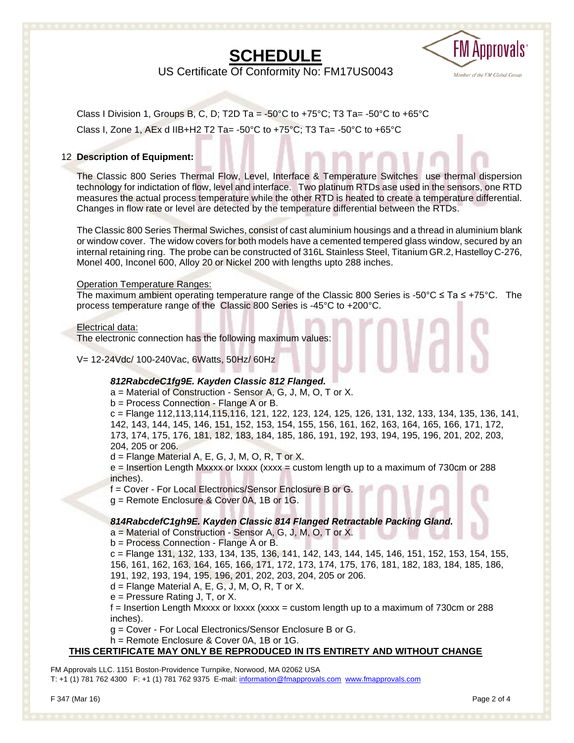# SCHEDULE

US Certificate Of Conformity No: FM17US0043

Class I Division 1, Groups B, C, D; T2D Ta = -50°C to +75°C; T3 Ta= -50°C to +65°C

Class I, Zone 1, AEx d IIB+H2 T2 Ta= -50°C to +75°C; T3 Ta= -50°C to +65°C

12 **Description of Equipment:**

The Classic 800 Series Thermal Flow, Level, Interface & Temperature Switches use thermal dispersion technology for indictation of flow, level and interface. Two platinum RTDs ase used in the sensors, one RTD measures the actual process temperature while the other RTD is heated to create a temperature differential. Changes in flow rate or level are detected by the temperature differential between the RTDs.

The Classic 800 Series Thermal Swiches, consist of cast aluminium housings and a thread in aluminium blank or window cover. The widow covers for both models have a cemented tempered glass window, secured by an internal retaining ring. The probe can be constructed of 316L Stainless Steel, Titanium GR.2, Hastelloy C-276, Monel 400, Inconel 600, Alloy 20 or Nickel 200 with lengths upto 288 inches.

Operation Temperature Ranges:
The maximum ambient operating temperature range of the Classic 800 Series is -50°C ≤ Ta ≤ +75°C. The process temperature range of the Classic 800 Series is -45°C to +200°C.

Electrical data:
The electronic connection has the following maximum values:

V= 12-24Vdc/ 100-240Vac, 6Watts, 50Hz/ 60Hz

***812RabcdeC1fg9E. Kayden Classic 812 Flanged.***

a = Material of Construction - Sensor A, G, J, M, O, T or X.
b = Process Connection - Flange A or B.
c = Flange 112,113,114,115,116, 121, 122, 123, 124, 125, 126, 131, 132, 133, 134, 135, 136, 141, 142, 143, 144, 145, 146, 151, 152, 153, 154, 155, 156, 161, 162, 163, 164, 165, 166, 171, 172, 173, 174, 175, 176, 181, 182, 183, 184, 185, 186, 191, 192, 193, 194, 195, 196, 201, 202, 203, 204, 205 or 206.
d = Flange Material A, E, G, J, M, O, R, T or X.
e = Insertion Length Mxxxx or Ixxxx (xxxx = custom length up to a maximum of 730cm or 288 inches).
f = Cover - For Local Electronics/Sensor Enclosure B or G.
g = Remote Enclosure & Cover 0A, 1B or 1G.

***814RabcdefC1gh9E. Kayden Classic 814 Flanged Retractable Packing Gland.***

a = Material of Construction - Sensor A, G, J, M, O, T or X.
b = Process Connection - Flange A or B.
c = Flange 131, 132, 133, 134, 135, 136, 141, 142, 143, 144, 145, 146, 151, 152, 153, 154, 155, 156, 161, 162, 163, 164, 165, 166, 171, 172, 173, 174, 175, 176, 181, 182, 183, 184, 185, 186, 191, 192, 193, 194, 195, 196, 201, 202, 203, 204, 205 or 206.
d = Flange Material A, E, G, J, M, O, R, T or X.
e = Pressure Rating J, T, or X.
f = Insertion Length Mxxxx or Ixxxx (xxxx = custom length up to a maximum of 730cm or 288 inches).
g = Cover - For Local Electronics/Sensor Enclosure B or G.
h = Remote Enclosure & Cover 0A, 1B or 1G.

**THIS CERTIFICATE MAY ONLY BE REPRODUCED IN ITS ENTIRETY AND WITHOUT CHANGE**

FM Approvals LLC. 1151 Boston-Providence Turnpike, Norwood, MA 02062 USA
T: +1 (1) 781 762 4300 F: +1 (1) 781 762 9375 E-mail: information@fmapprovals.com www.fmapprovals.com

F 347 (Mar 16)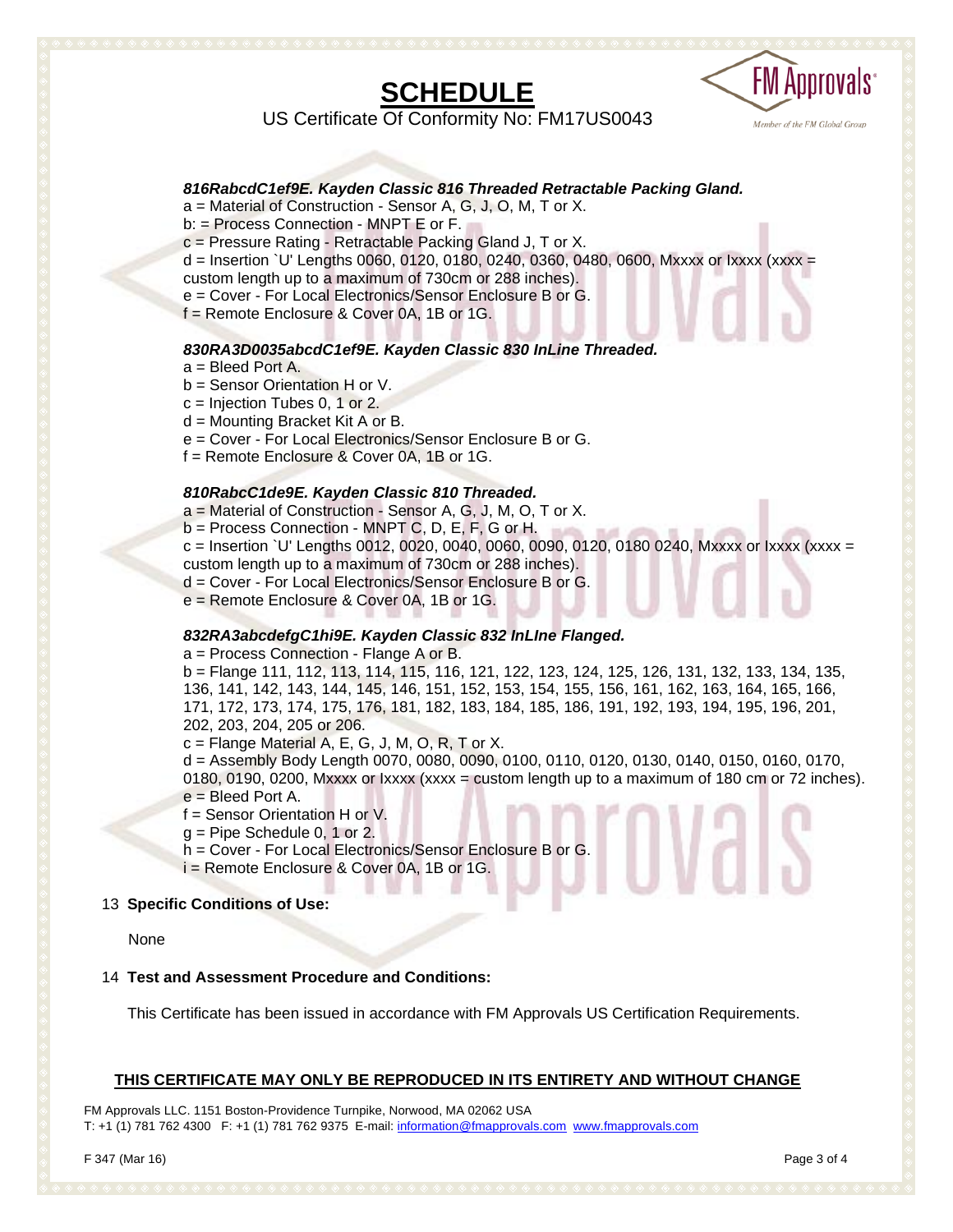# SCHEDULE

US Certificate Of Conformity No: FM17US0043

***816RabcdC1ef9E. Kayden Classic 816 Threaded Retractable Packing Gland.***

a = Material of Construction - Sensor A, G, J, O, M, T or X.
b: = Process Connection - MNPT E or F.
c = Pressure Rating - Retractable Packing Gland J, T or X.
d = Insertion `U' Lengths 0060, 0120, 0180, 0240, 0360, 0480, 0600, Mxxxx or Ixxxx (xxxx = custom length up to a maximum of 730cm or 288 inches).
e = Cover - For Local Electronics/Sensor Enclosure B or G.
f = Remote Enclosure & Cover 0A, 1B or 1G.

***830RA3D0035abcdC1ef9E. Kayden Classic 830 InLine Threaded.***

a = Bleed Port A.
b = Sensor Orientation H or V.
c = Injection Tubes 0, 1 or 2.
d = Mounting Bracket Kit A or B.
e = Cover - For Local Electronics/Sensor Enclosure B or G.
f = Remote Enclosure & Cover 0A, 1B or 1G.

***810RabcC1de9E. Kayden Classic 810 Threaded.***

a = Material of Construction - Sensor A, G, J, M, O, T or X.
b = Process Connection - MNPT C, D, E, F, G or H.
c = Insertion `U' Lengths 0012, 0020, 0040, 0060, 0090, 0120, 0180 0240, Mxxxx or Ixxxx (xxxx = custom length up to a maximum of 730cm or 288 inches).
d = Cover - For Local Electronics/Sensor Enclosure B or G.
e = Remote Enclosure & Cover 0A, 1B or 1G.

***832RA3abcdefgC1hi9E. Kayden Classic 832 InLIne Flanged.***

a = Process Connection - Flange A or B.
b = Flange 111, 112, 113, 114, 115, 116, 121, 122, 123, 124, 125, 126, 131, 132, 133, 134, 135, 136, 141, 142, 143, 144, 145, 146, 151, 152, 153, 154, 155, 156, 161, 162, 163, 164, 165, 166, 171, 172, 173, 174, 175, 176, 181, 182, 183, 184, 185, 186, 191, 192, 193, 194, 195, 196, 201, 202, 203, 204, 205 or 206.
c = Flange Material A, E, G, J, M, O, R, T or X.
d = Assembly Body Length 0070, 0080, 0090, 0100, 0110, 0120, 0130, 0140, 0150, 0160, 0170, 0180, 0190, 0200, Mxxxx or Ixxxx (xxxx = custom length up to a maximum of 180 cm or 72 inches).
e = Bleed Port A.
f = Sensor Orientation H or V.
g = Pipe Schedule 0, 1 or 2.
h = Cover - For Local Electronics/Sensor Enclosure B or G.
i = Remote Enclosure & Cover 0A, 1B or 1G.

13 **Specific Conditions of Use:**

None

14 **Test and Assessment Procedure and Conditions:**

This Certificate has been issued in accordance with FM Approvals US Certification Requirements.

**THIS CERTIFICATE MAY ONLY BE REPRODUCED IN ITS ENTIRETY AND WITHOUT CHANGE**

FM Approvals LLC. 1151 Boston-Providence Turnpike, Norwood, MA 02062 USA
T: +1 (1) 781 762 4300 F: +1 (1) 781 762 9375 E-mail: information@fmapprovals.com www.fmapprovals.com

F 347 (Mar 16)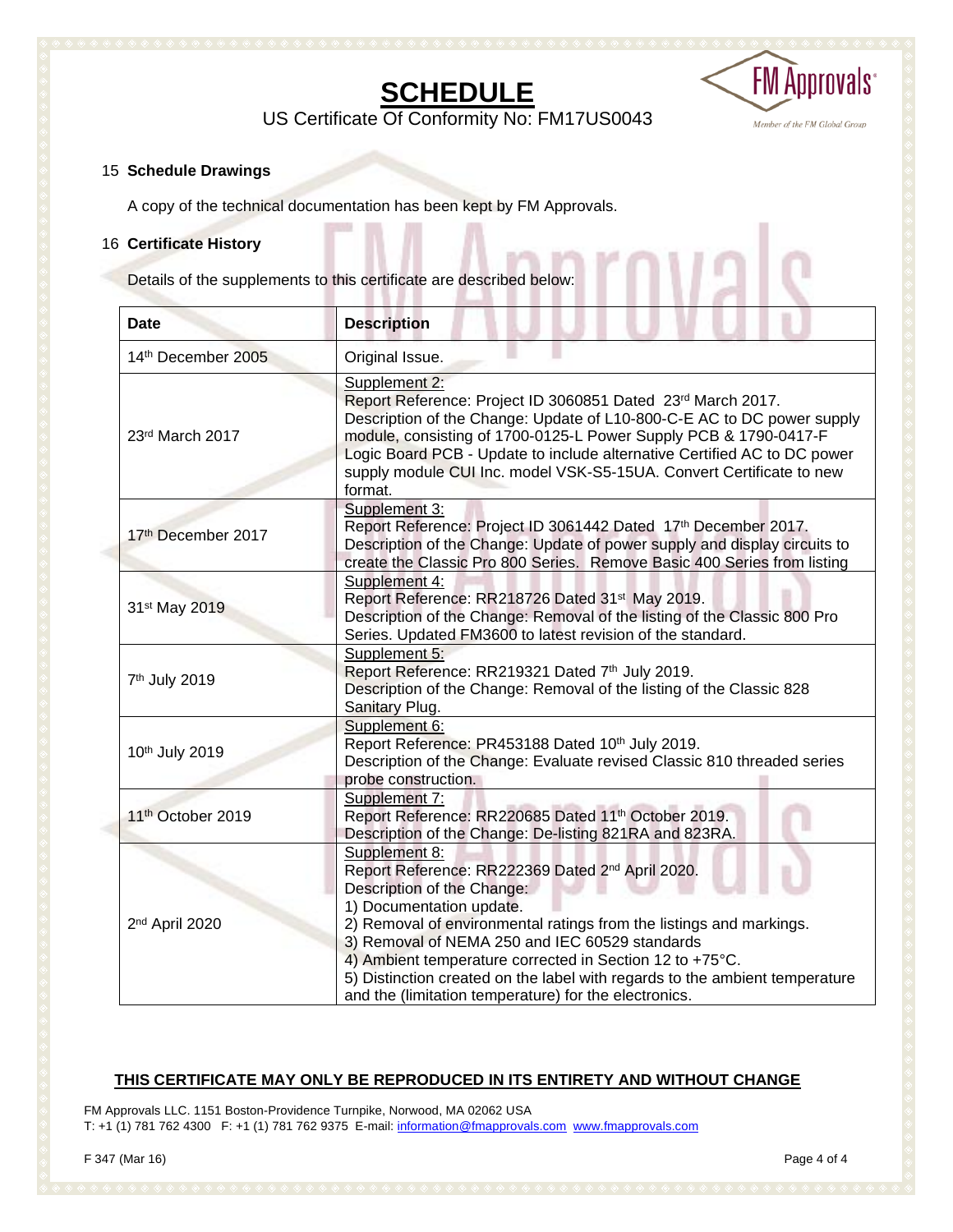# SCHEDULE

US Certificate Of Conformity No: FM17US0043

## 15 Schedule Drawings

A copy of the technical documentation has been kept by FM Approvals.

## 16 Certificate History

Details of the supplements to this certificate are described below:

| Date | Description |
|---|---|
| 14th December 2005 | Original Issue. |
| 23rd March 2017 | Supplement 2:<br>Report Reference: Project ID 3060851 Dated 23rd March 2017.<br>Description of the Change: Update of L10-800-C-E AC to DC power supply module, consisting of 1700-0125-L Power Supply PCB & 1790-0417-F Logic Board PCB - Update to include alternative Certified AC to DC power supply module CUI Inc. model VSK-S5-15UA. Convert Certificate to new format. |
| 17th December 2017 | Supplement 3:<br>Report Reference: Project ID 3061442 Dated 17th December 2017.<br>Description of the Change: Update of power supply and display circuits to create the Classic Pro 800 Series. Remove Basic 400 Series from listing |
| 31st May 2019 | Supplement 4:<br>Report Reference: RR218726 Dated 31st May 2019.<br>Description of the Change: Removal of the listing of the Classic 800 Pro Series. Updated FM3600 to latest revision of the standard. |
| 7th July 2019 | Supplement 5:<br>Report Reference: RR219321 Dated 7th July 2019.<br>Description of the Change: Removal of the listing of the Classic 828 Sanitary Plug. |
| 10th July 2019 | Supplement 6:<br>Report Reference: PR453188 Dated 10th July 2019.<br>Description of the Change: Evaluate revised Classic 810 threaded series probe construction. |
| 11th October 2019 | Supplement 7:<br>Report Reference: RR220685 Dated 11th October 2019.<br>Description of the Change: De-listing 821RA and 823RA. |
| 2nd April 2020 | Supplement 8:<br>Report Reference: RR222369 Dated 2nd April 2020.<br>Description of the Change:<br>1) Documentation update.<br>2) Removal of environmental ratings from the listings and markings.<br>3) Removal of NEMA 250 and IEC 60529 standards<br>4) Ambient temperature corrected in Section 12 to +75°C.<br>5) Distinction created on the label with regards to the ambient temperature and the (limitation temperature) for the electronics. |

**THIS CERTIFICATE MAY ONLY BE REPRODUCED IN ITS ENTIRETY AND WITHOUT CHANGE**

FM Approvals LLC. 1151 Boston-Providence Turnpike, Norwood, MA 02062 USA
T: +1 (1) 781 762 4300 F: +1 (1) 781 762 9375 E-mail: information@fmapprovals.com www.fmapprovals.com

F 347 (Mar 16)